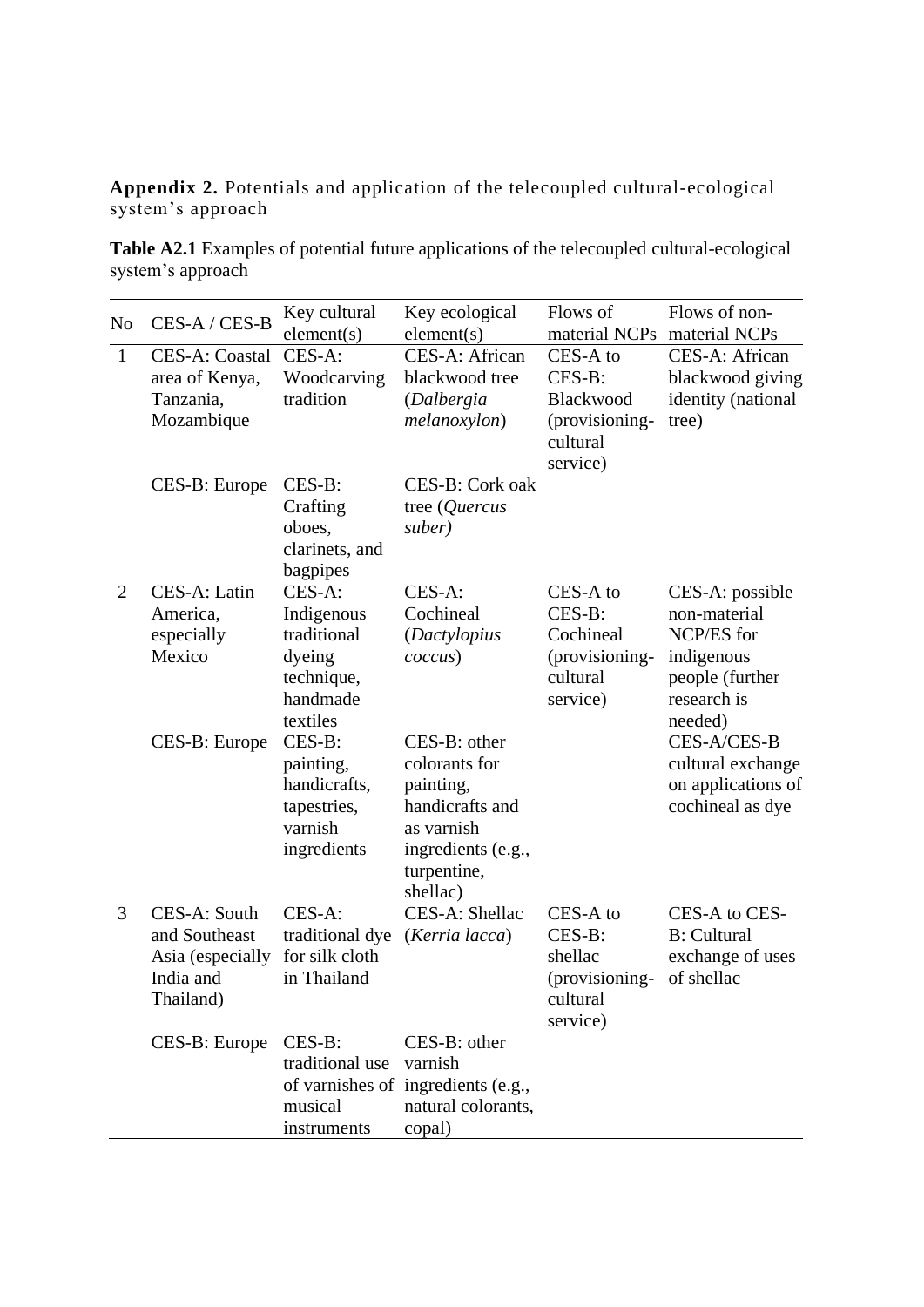**Appendix 2.** Potentials and application of the telecoupled cultural-ecological system's approach

**Table A2.1** Examples of potential future applications of the telecoupled cultural-ecological system's approach

| No | CES-A / CES-B | Key cultural element(s) | Key ecological element(s) | Flows of material NCPs | Flows of non-material NCPs |
|---|---|---|---|---|---|
| 1 | CES-A: Coastal area of Kenya, Tanzania, Mozambique | CES-A: Woodcarving tradition | CES-A: African blackwood tree (*Dalbergia melanoxylon*) | CES-A to CES-B: Blackwood (provisioning-cultural service) | CES-A: African blackwood giving identity (national tree) |
| | CES-B: Europe | CES-B: Crafting oboes, clarinets, and bagpipes | CES-B: Cork oak tree (*Quercus suber)* | | |
| 2 | CES-A: Latin America, especially Mexico | CES-A: Indigenous traditional dyeing technique, handmade textiles | CES-A: Cochineal (*Dactylopius coccus*) | CES-A to CES-B: Cochineal (provisioning-cultural service) | CES-A: possible non-material NCP/ES for indigenous people (further research is needed) |
| | CES-B: Europe | CES-B: painting, handicrafts, tapestries, varnish ingredients | CES-B: other colorants for painting, handicrafts and as varnish ingredients (e.g., turpentine, shellac) | | CES-A/CES-B cultural exchange on applications of cochineal as dye |
| 3 | CES-A: South and Southeast Asia (especially India and Thailand) | CES-A: traditional dye for silk cloth in Thailand | CES-A: Shellac (*Kerria lacca*) | CES-A to CES-B: shellac (provisioning-cultural service) | CES-A to CES-B: Cultural exchange of uses of shellac |
| | CES-B: Europe | CES-B: traditional use of varnishes of musical instruments | CES-B: other varnish ingredients (e.g., natural colorants, copal) | | |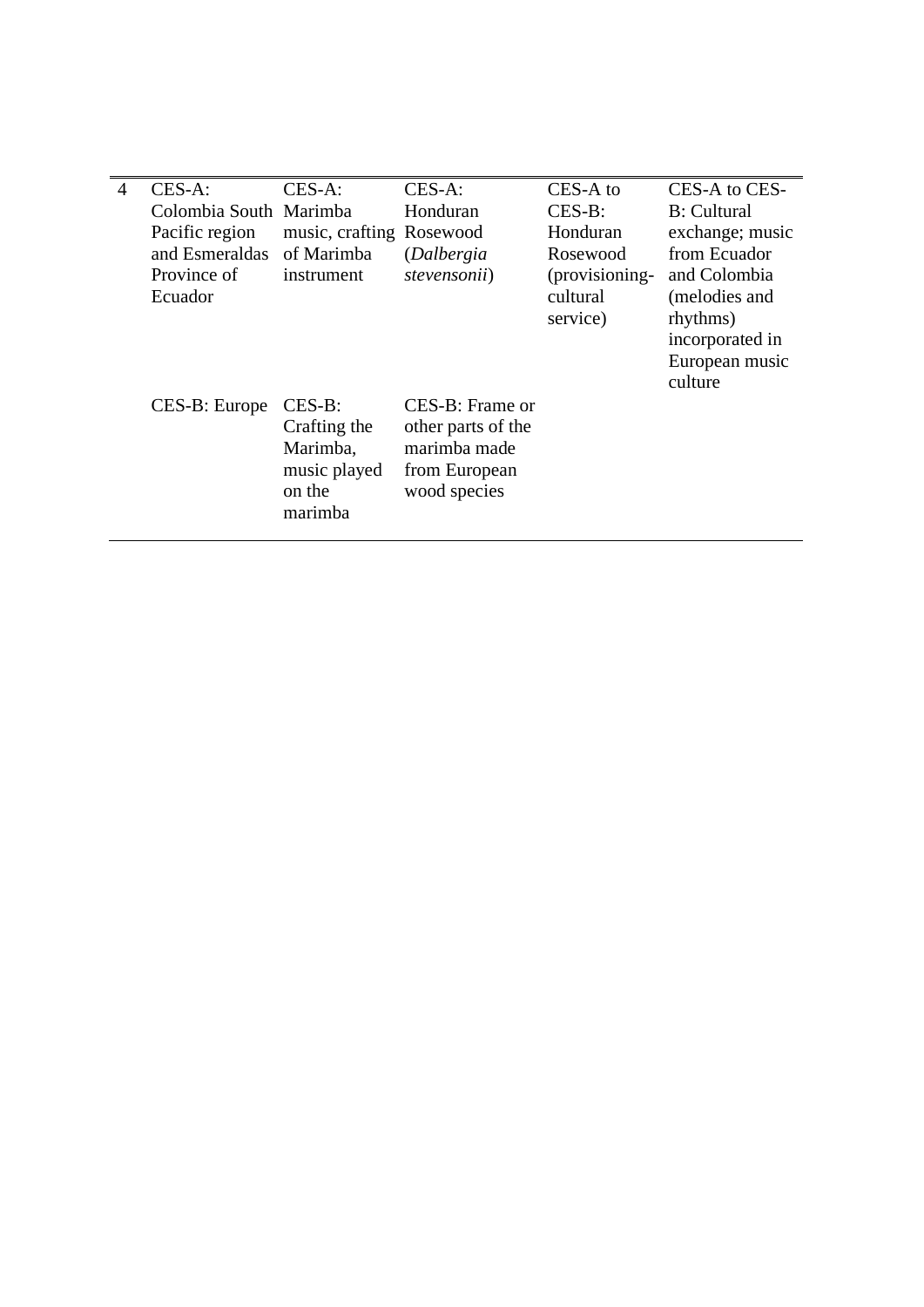| | | | | | |
|---|---|---|---|---|---|
| 4 | CES-A: Colombia South Pacific region and Esmeraldas Province of Ecuador | CES-A: Marimba music, crafting of Marimba instrument | CES-A: Honduran Rosewood (*Dalbergia stevensonii*) | CES-A to CES-B: Honduran Rosewood (provisioning-cultural service) | CES-A to CES-B: Cultural exchange; music from Ecuador and Colombia (melodies and rhythms) incorporated in European music culture |
| | CES-B: Europe | CES-B: Crafting the Marimba, music played on the marimba | CES-B: Frame or other parts of the marimba made from European wood species | | |